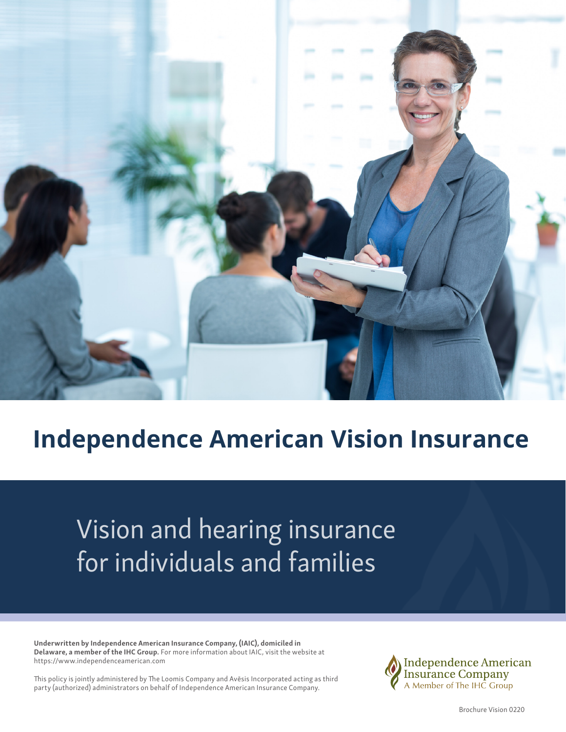# Independence American Vision Insurance

## Vision and hearing insurance for individuals and families

**Underwritten by Independence American Insurance Company, (IAIC), domiciled in Delaware, a member of the IHC Group.** For more information about IAIC, visit the website at https://www.independenceamerican.com

This policy is jointly administered by The Loomis Company and Avēsis Incorporated acting as third party (authorized) administrators on behalf of Independence American Insurance Company.

Independence American Insurance Company
A Member of The IHC Group

Brochure Vision 0220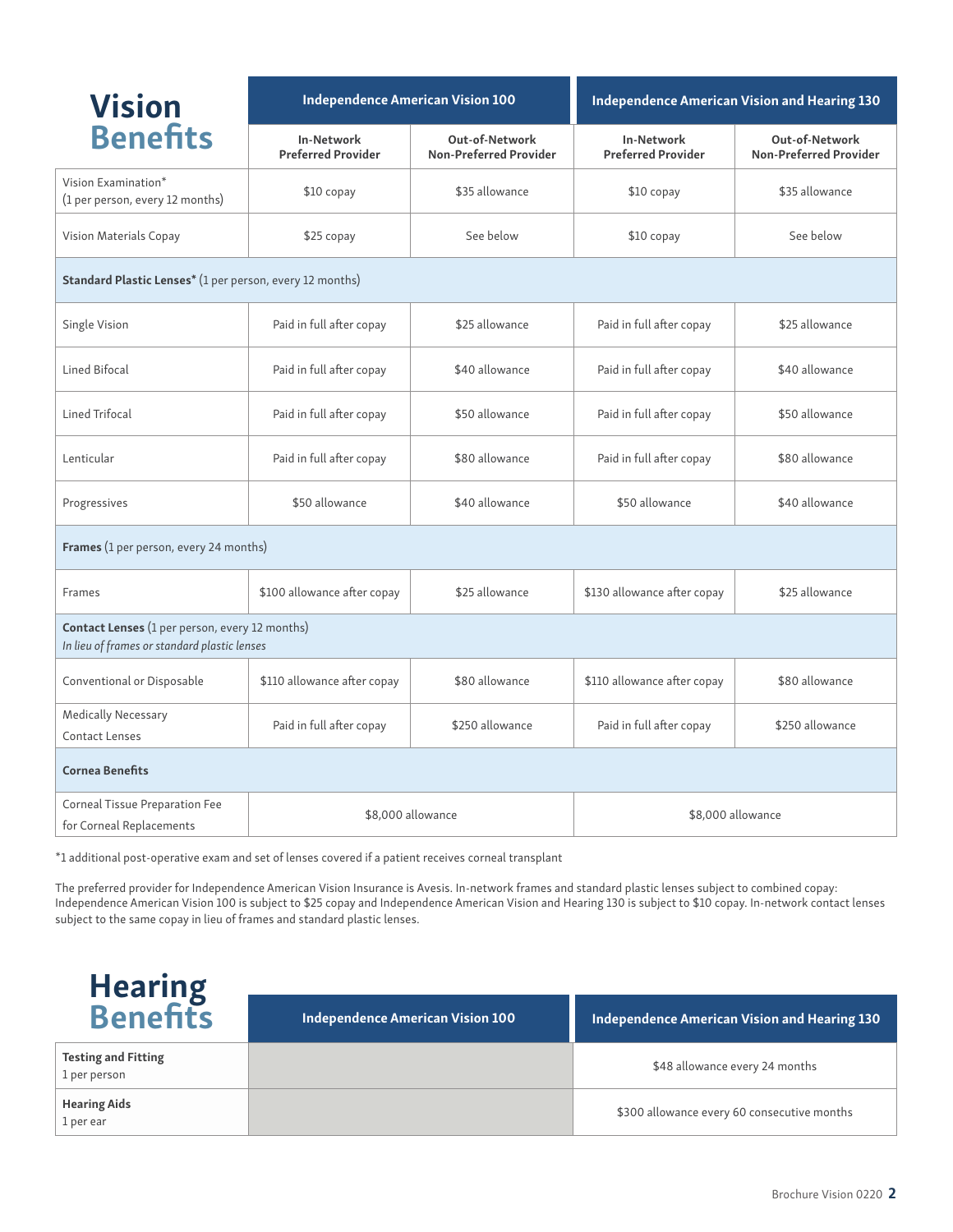# Vision Benefits

| | Independence American Vision 100 | | Independence American Vision and Hearing 130 | |
|---|---|---|---|---|
| | **In-Network Preferred Provider** | **Out-of-Network Non-Preferred Provider** | **In-Network Preferred Provider** | **Out-of-Network Non-Preferred Provider** |
| Vision Examination* (1 per person, every 12 months) | $10 copay | $35 allowance | $10 copay | $35 allowance |
| Vision Materials Copay | $25 copay | See below | $10 copay | See below |
| **Standard Plastic Lenses*** (1 per person, every 12 months) | | | | |
| Single Vision | Paid in full after copay | $25 allowance | Paid in full after copay | $25 allowance |
| Lined Bifocal | Paid in full after copay | $40 allowance | Paid in full after copay | $40 allowance |
| Lined Trifocal | Paid in full after copay | $50 allowance | Paid in full after copay | $50 allowance |
| Lenticular | Paid in full after copay | $80 allowance | Paid in full after copay | $80 allowance |
| Progressives | $50 allowance | $40 allowance | $50 allowance | $40 allowance |
| **Frames** (1 per person, every 24 months) | | | | |
| Frames | $100 allowance after copay | $25 allowance | $130 allowance after copay | $25 allowance |
| **Contact Lenses** (1 per person, every 12 months) *In lieu of frames or standard plastic lenses* | | | | |
| Conventional or Disposable | $110 allowance after copay | $80 allowance | $110 allowance after copay | $80 allowance |
| Medically Necessary Contact Lenses | Paid in full after copay | $250 allowance | Paid in full after copay | $250 allowance |
| **Cornea Benefits** | | | | |
| Corneal Tissue Preparation Fee for Corneal Replacements | $8,000 allowance | | $8,000 allowance | |

*1 additional post-operative exam and set of lenses covered if a patient receives corneal transplant

The preferred provider for Independence American Vision Insurance is Avesis. In-network frames and standard plastic lenses subject to combined copay: Independence American Vision 100 is subject to $25 copay and Independence American Vision and Hearing 130 is subject to $10 copay. In-network contact lenses subject to the same copay in lieu of frames and standard plastic lenses.

# Hearing Benefits

| | Independence American Vision 100 | Independence American Vision and Hearing 130 |
|---|---|---|
| **Testing and Fitting** 1 per person | | $48 allowance every 24 months |
| **Hearing Aids** 1 per ear | | $300 allowance every 60 consecutive months |

Brochure Vision 0220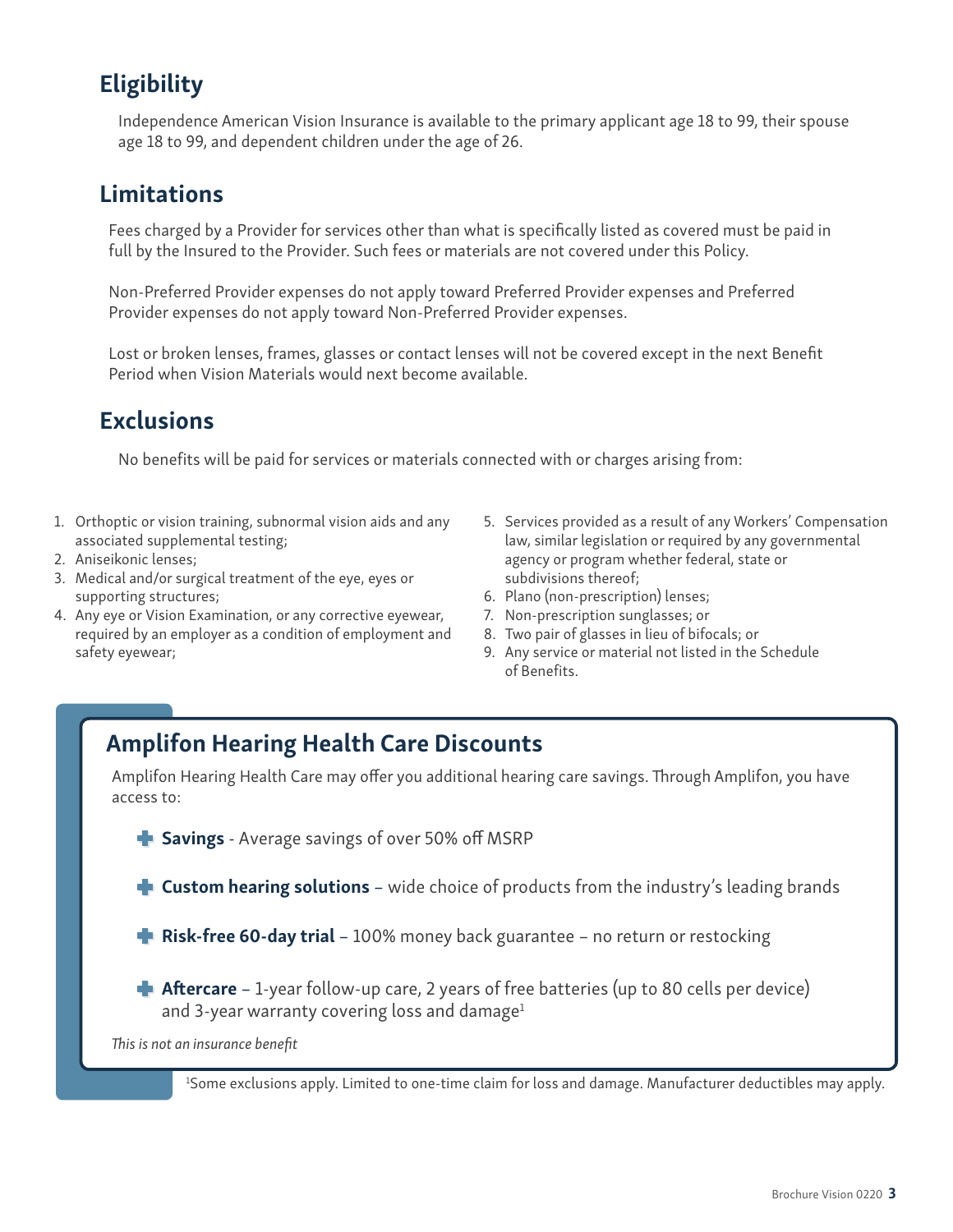## Eligibility

Independence American Vision Insurance is available to the primary applicant age 18 to 99, their spouse age 18 to 99, and dependent children under the age of 26.

## Limitations

Fees charged by a Provider for services other than what is specifically listed as covered must be paid in full by the Insured to the Provider. Such fees or materials are not covered under this Policy.

Non-Preferred Provider expenses do not apply toward Preferred Provider expenses and Preferred Provider expenses do not apply toward Non-Preferred Provider expenses.

Lost or broken lenses, frames, glasses or contact lenses will not be covered except in the next Benefit Period when Vision Materials would next become available.

## Exclusions

No benefits will be paid for services or materials connected with or charges arising from:

1. Orthoptic or vision training, subnormal vision aids and any associated supplemental testing;
2. Aniseikonic lenses;
3. Medical and/or surgical treatment of the eye, eyes or supporting structures;
4. Any eye or Vision Examination, or any corrective eyewear, required by an employer as a condition of employment and safety eyewear;
5. Services provided as a result of any Workers' Compensation law, similar legislation or required by any governmental agency or program whether federal, state or subdivisions thereof;
6. Plano (non-prescription) lenses;
7. Non-prescription sunglasses; or
8. Two pair of glasses in lieu of bifocals; or
9. Any service or material not listed in the Schedule of Benefits.

## Amplifon Hearing Health Care Discounts

Amplifon Hearing Health Care may offer you additional hearing care savings. Through Amplifon, you have access to:

- **Savings** - Average savings of over 50% off MSRP
- **Custom hearing solutions** – wide choice of products from the industry's leading brands
- **Risk-free 60-day trial** – 100% money back guarantee – no return or restocking
- **Aftercare** – 1-year follow-up care, 2 years of free batteries (up to 80 cells per device) and 3-year warranty covering loss and damage[1]

*This is not an insurance benefit*

[1]Some exclusions apply. Limited to one-time claim for loss and damage. Manufacturer deductibles may apply.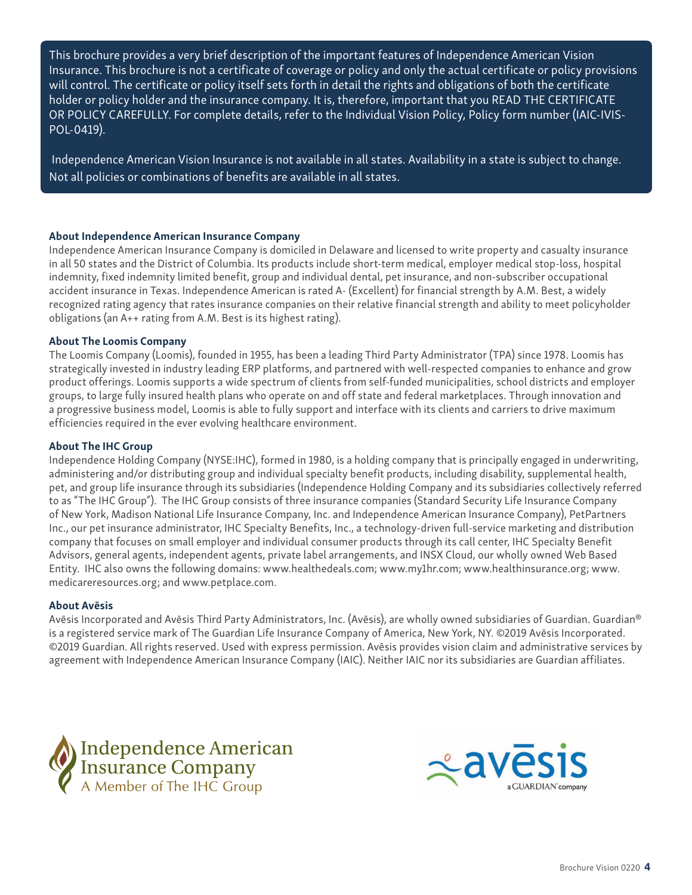This brochure provides a very brief description of the important features of Independence American Vision Insurance. This brochure is not a certificate of coverage or policy and only the actual certificate or policy provisions will control. The certificate or policy itself sets forth in detail the rights and obligations of both the certificate holder or policy holder and the insurance company. It is, therefore, important that you READ THE CERTIFICATE OR POLICY CAREFULLY. For complete details, refer to the Individual Vision Policy, Policy form number (IAIC-IVIS-POL-0419).

Independence American Vision Insurance is not available in all states. Availability in a state is subject to change. Not all policies or combinations of benefits are available in all states.

**About Independence American Insurance Company**

Independence American Insurance Company is domiciled in Delaware and licensed to write property and casualty insurance in all 50 states and the District of Columbia. Its products include short-term medical, employer medical stop-loss, hospital indemnity, fixed indemnity limited benefit, group and individual dental, pet insurance, and non-subscriber occupational accident insurance in Texas. Independence American is rated A- (Excellent) for financial strength by A.M. Best, a widely recognized rating agency that rates insurance companies on their relative financial strength and ability to meet policyholder obligations (an A++ rating from A.M. Best is its highest rating).

**About The Loomis Company**

The Loomis Company (Loomis), founded in 1955, has been a leading Third Party Administrator (TPA) since 1978. Loomis has strategically invested in industry leading ERP platforms, and partnered with well-respected companies to enhance and grow product offerings. Loomis supports a wide spectrum of clients from self-funded municipalities, school districts and employer groups, to large fully insured health plans who operate on and off state and federal marketplaces. Through innovation and a progressive business model, Loomis is able to fully support and interface with its clients and carriers to drive maximum efficiencies required in the ever evolving healthcare environment.

**About The IHC Group**

Independence Holding Company (NYSE:IHC), formed in 1980, is a holding company that is principally engaged in underwriting, administering and/or distributing group and individual specialty benefit products, including disability, supplemental health, pet, and group life insurance through its subsidiaries (Independence Holding Company and its subsidiaries collectively referred to as "The IHC Group"). The IHC Group consists of three insurance companies (Standard Security Life Insurance Company of New York, Madison National Life Insurance Company, Inc. and Independence American Insurance Company), PetPartners Inc., our pet insurance administrator, IHC Specialty Benefits, Inc., a technology-driven full-service marketing and distribution company that focuses on small employer and individual consumer products through its call center, IHC Specialty Benefit Advisors, general agents, independent agents, private label arrangements, and INSX Cloud, our wholly owned Web Based Entity. IHC also owns the following domains: www.healthedeals.com; www.my1hr.com; www.healthinsurance.org; www.medicareresources.org; and www.petplace.com.

**About Avēsis**

Avēsis Incorporated and Avēsis Third Party Administrators, Inc. (Avēsis), are wholly owned subsidiaries of Guardian. Guardian® is a registered service mark of The Guardian Life Insurance Company of America, New York, NY. ©2019 Avēsis Incorporated. ©2019 Guardian. All rights reserved. Used with express permission. Avēsis provides vision claim and administrative services by agreement with Independence American Insurance Company (IAIC). Neither IAIC nor its subsidiaries are Guardian affiliates.

Independence American Insurance Company
A Member of The IHC Group

avēsis
a GUARDIAN company

Brochure Vision 0220